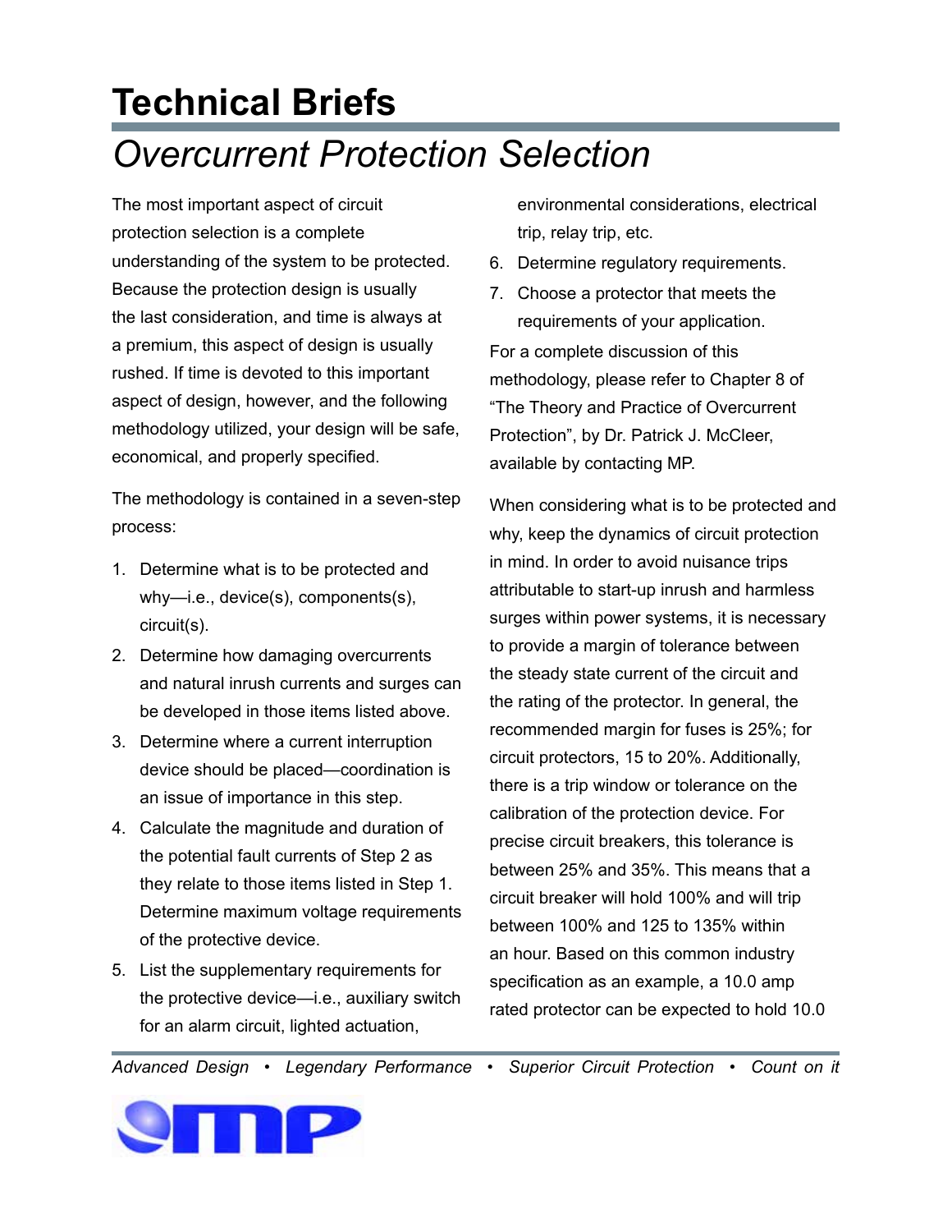# Technical Briefs

## Overcurrent Protection Selection

The most important aspect of circuit protection selection is a complete understanding of the system to be protected. Because the protection design is usually the last consideration, and time is always at a premium, this aspect of design is usually rushed. If time is devoted to this important aspect of design, however, and the following methodology utilized, your design will be safe, economical, and properly specified.

The methodology is contained in a seven-step process:

1. Determine what is to be protected and why—i.e., device(s), components(s), circuit(s).
2. Determine how damaging overcurrents and natural inrush currents and surges can be developed in those items listed above.
3. Determine where a current interruption device should be placed—coordination is an issue of importance in this step.
4. Calculate the magnitude and duration of the potential fault currents of Step 2 as they relate to those items listed in Step 1. Determine maximum voltage requirements of the protective device.
5. List the supplementary requirements for the protective device—i.e., auxiliary switch for an alarm circuit, lighted actuation, environmental considerations, electrical trip, relay trip, etc.
6. Determine regulatory requirements.
7. Choose a protector that meets the requirements of your application.

For a complete discussion of this methodology, please refer to Chapter 8 of “The Theory and Practice of Overcurrent Protection”, by Dr. Patrick J. McCleer, available by contacting MP.

When considering what is to be protected and why, keep the dynamics of circuit protection in mind. In order to avoid nuisance trips attributable to start-up inrush and harmless surges within power systems, it is necessary to provide a margin of tolerance between the steady state current of the circuit and the rating of the protector. In general, the recommended margin for fuses is 25%; for circuit protectors, 15 to 20%. Additionally, there is a trip window or tolerance on the calibration of the protection device. For precise circuit breakers, this tolerance is between 25% and 35%. This means that a circuit breaker will hold 100% and will trip between 100% and 125 to 135% within an hour. Based on this common industry specification as an example, a 10.0 amp rated protector can be expected to hold 10.0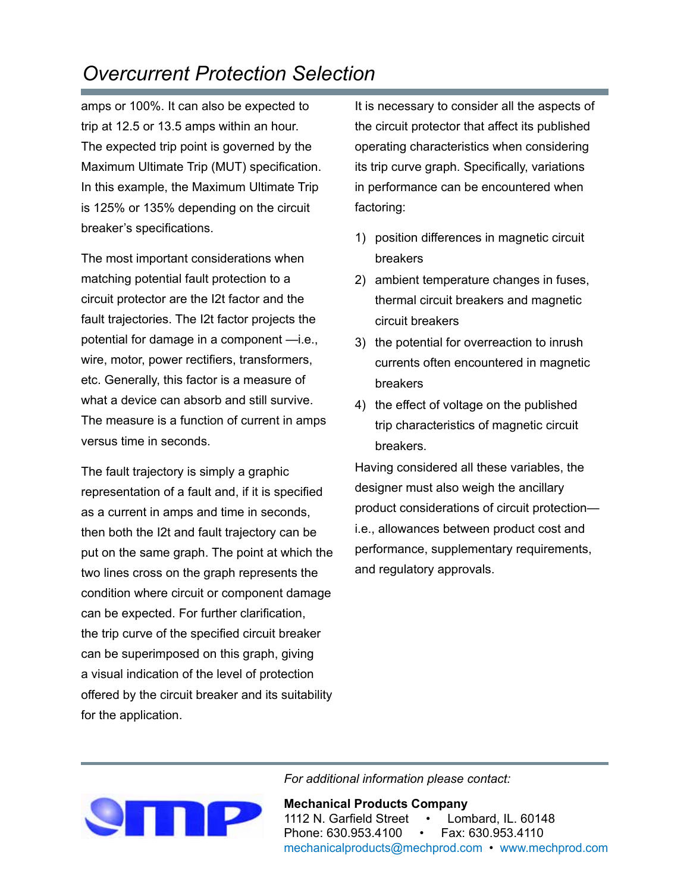amps or 100%. It can also be expected to trip at 12.5 or 13.5 amps within an hour. The expected trip point is governed by the Maximum Ultimate Trip (MUT) specification. In this example, the Maximum Ultimate Trip is 125% or 135% depending on the circuit breaker's specifications.

The most important considerations when matching potential fault protection to a circuit protector are the I2t factor and the fault trajectories. The I2t factor projects the potential for damage in a component —i.e., wire, motor, power rectifiers, transformers, etc. Generally, this factor is a measure of what a device can absorb and still survive. The measure is a function of current in amps versus time in seconds.

The fault trajectory is simply a graphic representation of a fault and, if it is specified as a current in amps and time in seconds, then both the I2t and fault trajectory can be put on the same graph. The point at which the two lines cross on the graph represents the condition where circuit or component damage can be expected. For further clarification, the trip curve of the specified circuit breaker can be superimposed on this graph, giving a visual indication of the level of protection offered by the circuit breaker and its suitability for the application.

It is necessary to consider all the aspects of the circuit protector that affect its published operating characteristics when considering its trip curve graph. Specifically, variations in performance can be encountered when factoring:

1) position differences in magnetic circuit breakers
2) ambient temperature changes in fuses, thermal circuit breakers and magnetic circuit breakers
3) the potential for overreaction to inrush currents often encountered in magnetic breakers
4) the effect of voltage on the published trip characteristics of magnetic circuit breakers.

Having considered all these variables, the designer must also weigh the ancillary product considerations of circuit protection—i.e., allowances between product cost and performance, supplementary requirements, and regulatory approvals.

*For additional information please contact:*

**Mechanical Products Company**
1112 N. Garfield Street • Lombard, IL. 60148
Phone: 630.953.4100 • Fax: 630.953.4110
mechanicalproducts@mechprod.com • www.mechprod.com